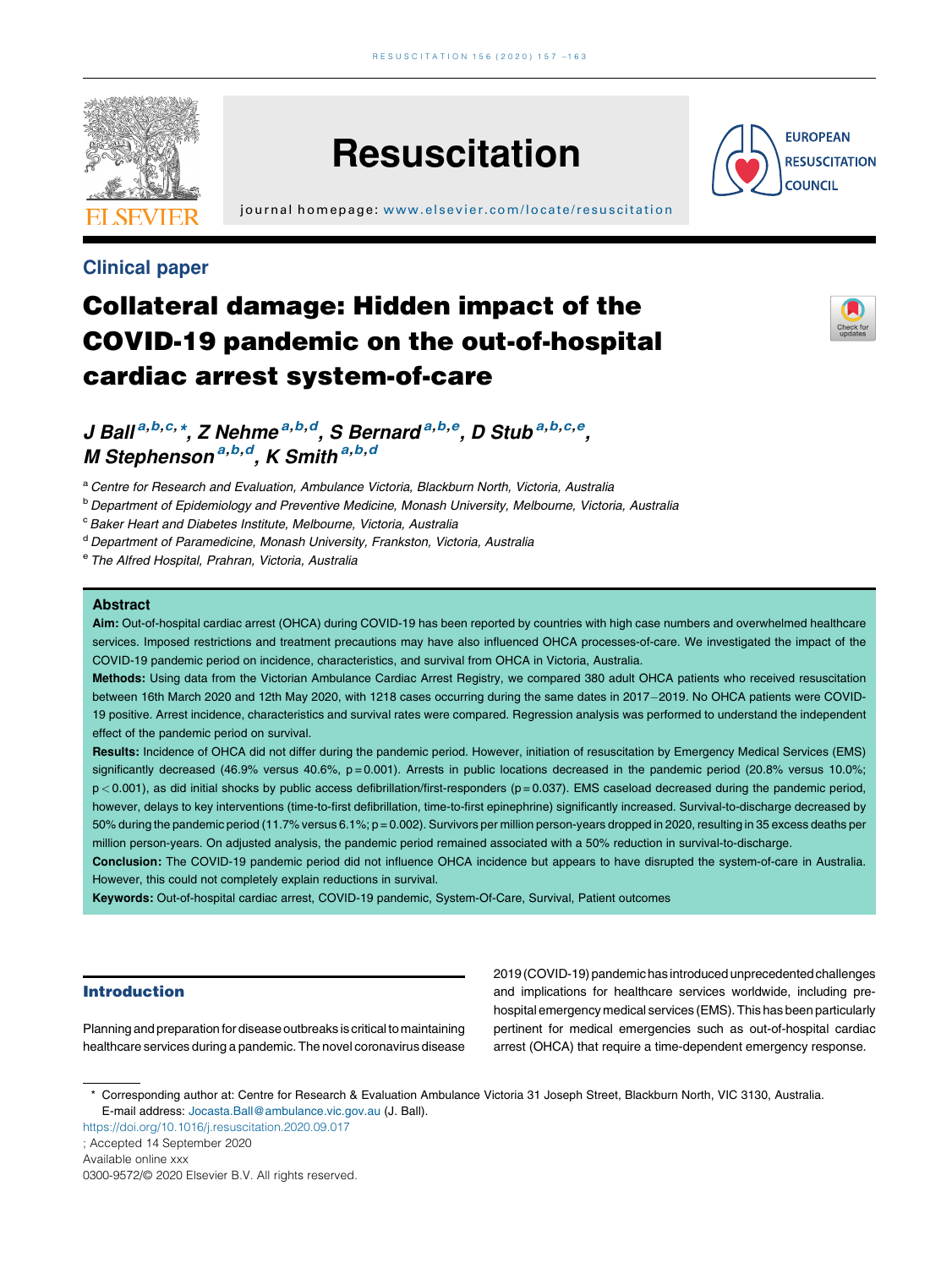Clinical paper

# Collateral damage: Hidden impact of the COVID-19 pandemic on the out-of-hospital cardiac arrest system-of-care

J Ball[a,b,c,*], Z Nehme[a,b,d], S Bernard[a,b,e], D Stub[a,b,c,e], M Stephenson[a,b,d], K Smith[a,b,d]

[a] Centre for Research and Evaluation, Ambulance Victoria, Blackburn North, Victoria, Australia
[b] Department of Epidemiology and Preventive Medicine, Monash University, Melbourne, Victoria, Australia
[c] Baker Heart and Diabetes Institute, Melbourne, Victoria, Australia
[d] Department of Paramedicine, Monash University, Frankston, Victoria, Australia
[e] The Alfred Hospital, Prahran, Victoria, Australia

## Abstract

**Aim:** Out-of-hospital cardiac arrest (OHCA) during COVID-19 has been reported by countries with high case numbers and overwhelmed healthcare services. Imposed restrictions and treatment precautions may have also influenced OHCA processes-of-care. We investigated the impact of the COVID-19 pandemic period on incidence, characteristics, and survival from OHCA in Victoria, Australia.

**Methods:** Using data from the Victorian Ambulance Cardiac Arrest Registry, we compared 380 adult OHCA patients who received resuscitation between 16th March 2020 and 12th May 2020, with 1218 cases occurring during the same dates in 2017–2019. No OHCA patients were COVID-19 positive. Arrest incidence, characteristics and survival rates were compared. Regression analysis was performed to understand the independent effect of the pandemic period on survival.

**Results:** Incidence of OHCA did not differ during the pandemic period. However, initiation of resuscitation by Emergency Medical Services (EMS) significantly decreased (46.9% versus 40.6%, $p = 0.001$). Arrests in public locations decreased in the pandemic period (20.8% versus 10.0%; $p < 0.001$), as did initial shocks by public access defibrillation/first-responders ($p = 0.037$). EMS caseload decreased during the pandemic period, however, delays to key interventions (time-to-first defibrillation, time-to-first epinephrine) significantly increased. Survival-to-discharge decreased by 50% during the pandemic period (11.7% versus 6.1%; $p = 0.002$). Survivors per million person-years dropped in 2020, resulting in 35 excess deaths per million person-years. On adjusted analysis, the pandemic period remained associated with a 50% reduction in survival-to-discharge.

**Conclusion:** The COVID-19 pandemic period did not influence OHCA incidence but appears to have disrupted the system-of-care in Australia. However, this could not completely explain reductions in survival.

**Keywords:** Out-of-hospital cardiac arrest, COVID-19 pandemic, System-Of-Care, Survival, Patient outcomes

## Introduction

Planning and preparation for disease outbreaks is critical to maintaining healthcare services during a pandemic. The novel coronavirus disease 2019 (COVID-19) pandemic has introduced unprecedented challenges and implications for healthcare services worldwide, including pre-hospital emergency medical services (EMS). This has been particularly pertinent for medical emergencies such as out-of-hospital cardiac arrest (OHCA) that require a time-dependent emergency response.

* Corresponding author at: Centre for Research & Evaluation Ambulance Victoria 31 Joseph Street, Blackburn North, VIC 3130, Australia.
E-mail address: Jocasta.Ball@ambulance.vic.gov.au (J. Ball).

https://doi.org/10.1016/j.resuscitation.2020.09.017
; Accepted 14 September 2020
Available online xxx
0300-9572/© 2020 Elsevier B.V. All rights reserved.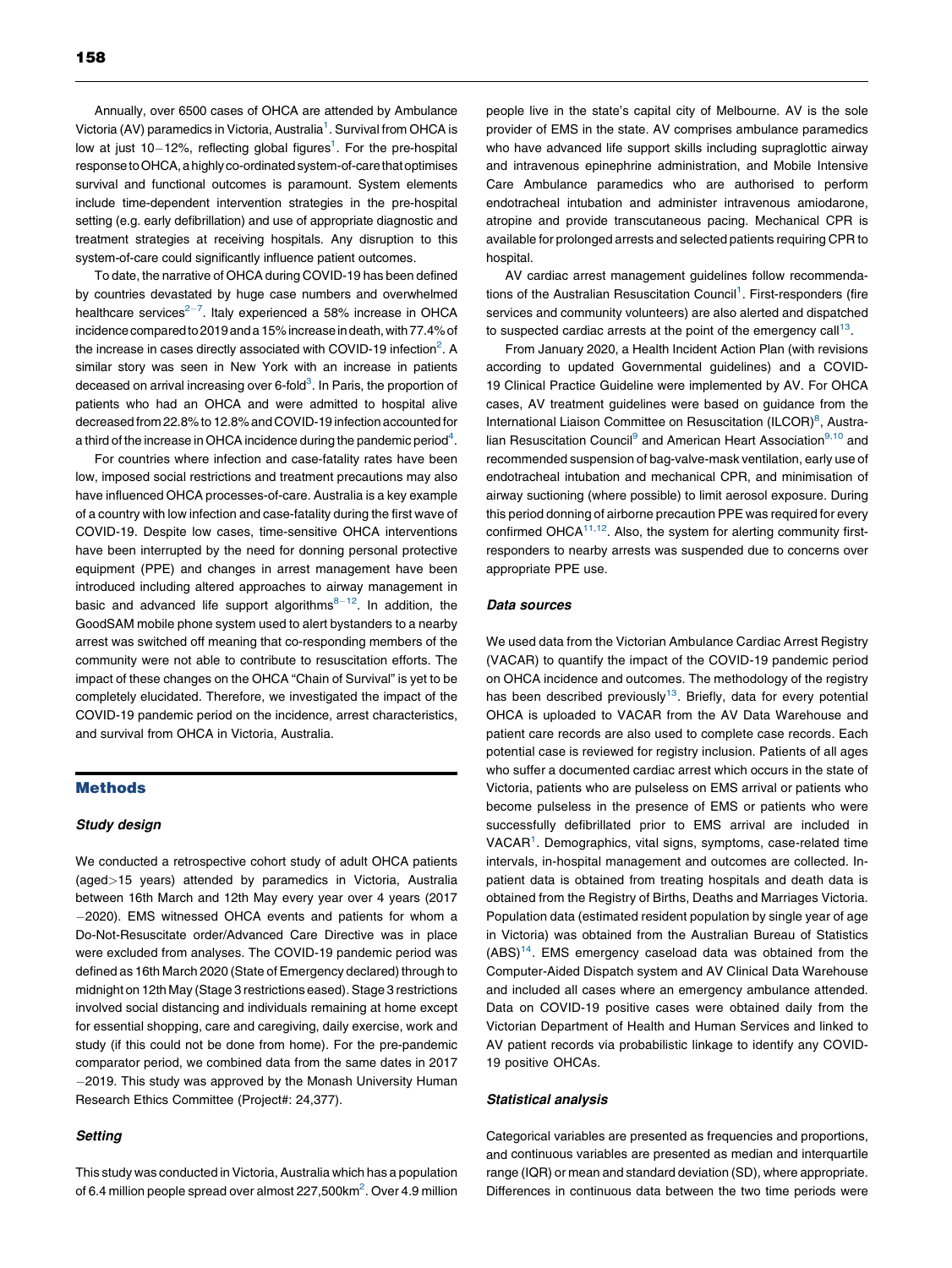Annually, over 6500 cases of OHCA are attended by Ambulance Victoria (AV) paramedics in Victoria, Australia[1]. Survival from OHCA is low at just 10–12%, reflecting global figures[1]. For the pre-hospital response to OHCA, a highly co-ordinated system-of-care that optimises survival and functional outcomes is paramount. System elements include time-dependent intervention strategies in the pre-hospital setting (e.g. early defibrillation) and use of appropriate diagnostic and treatment strategies at receiving hospitals. Any disruption to this system-of-care could significantly influence patient outcomes.

To date, the narrative of OHCA during COVID-19 has been defined by countries devastated by huge case numbers and overwhelmed healthcare services[2–7]. Italy experienced a 58% increase in OHCA incidence compared to 2019 and a 15% increase in death, with 77.4% of the increase in cases directly associated with COVID-19 infection[2]. A similar story was seen in New York with an increase in patients deceased on arrival increasing over 6-fold[3]. In Paris, the proportion of patients who had an OHCA and were admitted to hospital alive decreased from 22.8% to 12.8% and COVID-19 infection accounted for a third of the increase in OHCA incidence during the pandemic period[4].

For countries where infection and case-fatality rates have been low, imposed social restrictions and treatment precautions may also have influenced OHCA processes-of-care. Australia is a key example of a country with low infection and case-fatality during the first wave of COVID-19. Despite low cases, time-sensitive OHCA interventions have been interrupted by the need for donning personal protective equipment (PPE) and changes in arrest management have been introduced including altered approaches to airway management in basic and advanced life support algorithms[8–12]. In addition, the GoodSAM mobile phone system used to alert bystanders to a nearby arrest was switched off meaning that co-responding members of the community were not able to contribute to resuscitation efforts. The impact of these changes on the OHCA "Chain of Survival" is yet to be completely elucidated. Therefore, we investigated the impact of the COVID-19 pandemic period on the incidence, arrest characteristics, and survival from OHCA in Victoria, Australia.

## Methods

### Study design

We conducted a retrospective cohort study of adult OHCA patients (aged>15 years) attended by paramedics in Victoria, Australia between 16th March and 12th May every year over 4 years (2017–2020). EMS witnessed OHCA events and patients for whom a Do-Not-Resuscitate order/Advanced Care Directive was in place were excluded from analyses. The COVID-19 pandemic period was defined as 16th March 2020 (State of Emergency declared) through to midnight on 12th May (Stage 3 restrictions eased). Stage 3 restrictions involved social distancing and individuals remaining at home except for essential shopping, care and caregiving, daily exercise, work and study (if this could not be done from home). For the pre-pandemic comparator period, we combined data from the same dates in 2017–2019. This study was approved by the Monash University Human Research Ethics Committee (Project#: 24,377).

### Setting

This study was conducted in Victoria, Australia which has a population of 6.4 million people spread over almost 227,500km$^2$. Over 4.9 million people live in the state's capital city of Melbourne. AV is the sole provider of EMS in the state. AV comprises ambulance paramedics who have advanced life support skills including supraglottic airway and intravenous epinephrine administration, and Mobile Intensive Care Ambulance paramedics who are authorised to perform endotracheal intubation and administer intravenous amiodarone, atropine and provide transcutaneous pacing. Mechanical CPR is available for prolonged arrests and selected patients requiring CPR to hospital.

AV cardiac arrest management guidelines follow recommendations of the Australian Resuscitation Council[1]. First-responders (fire services and community volunteers) are also alerted and dispatched to suspected cardiac arrests at the point of the emergency call[13].

From January 2020, a Health Incident Action Plan (with revisions according to updated Governmental guidelines) and a COVID-19 Clinical Practice Guideline were implemented by AV. For OHCA cases, AV treatment guidelines were based on guidance from the International Liaison Committee on Resuscitation (ILCOR)[8], Australian Resuscitation Council[9] and American Heart Association[9,10] and recommended suspension of bag-valve-mask ventilation, early use of endotracheal intubation and mechanical CPR, and minimisation of airway suctioning (where possible) to limit aerosol exposure. During this period donning of airborne precaution PPE was required for every confirmed OHCA[11,12]. Also, the system for alerting community first-responders to nearby arrests was suspended due to concerns over appropriate PPE use.

### Data sources

We used data from the Victorian Ambulance Cardiac Arrest Registry (VACAR) to quantify the impact of the COVID-19 pandemic period on OHCA incidence and outcomes. The methodology of the registry has been described previously[13]. Briefly, data for every potential OHCA is uploaded to VACAR from the AV Data Warehouse and patient care records are also used to complete case records. Each potential case is reviewed for registry inclusion. Patients of all ages who suffer a documented cardiac arrest which occurs in the state of Victoria, patients who are pulseless on EMS arrival or patients who become pulseless in the presence of EMS or patients who were successfully defibrillated prior to EMS arrival are included in VACAR[1]. Demographics, vital signs, symptoms, case-related time intervals, in-hospital management and outcomes are collected. In-patient data is obtained from treating hospitals and death data is obtained from the Registry of Births, Deaths and Marriages Victoria. Population data (estimated resident population by single year of age in Victoria) was obtained from the Australian Bureau of Statistics (ABS)[14]. EMS emergency caseload data was obtained from the Computer-Aided Dispatch system and AV Clinical Data Warehouse and included all cases where an emergency ambulance attended. Data on COVID-19 positive cases were obtained daily from the Victorian Department of Health and Human Services and linked to AV patient records via probabilistic linkage to identify any COVID-19 positive OHCAs.

### Statistical analysis

Categorical variables are presented as frequencies and proportions, and continuous variables are presented as median and interquartile range (IQR) or mean and standard deviation (SD), where appropriate. Differences in continuous data between the two time periods were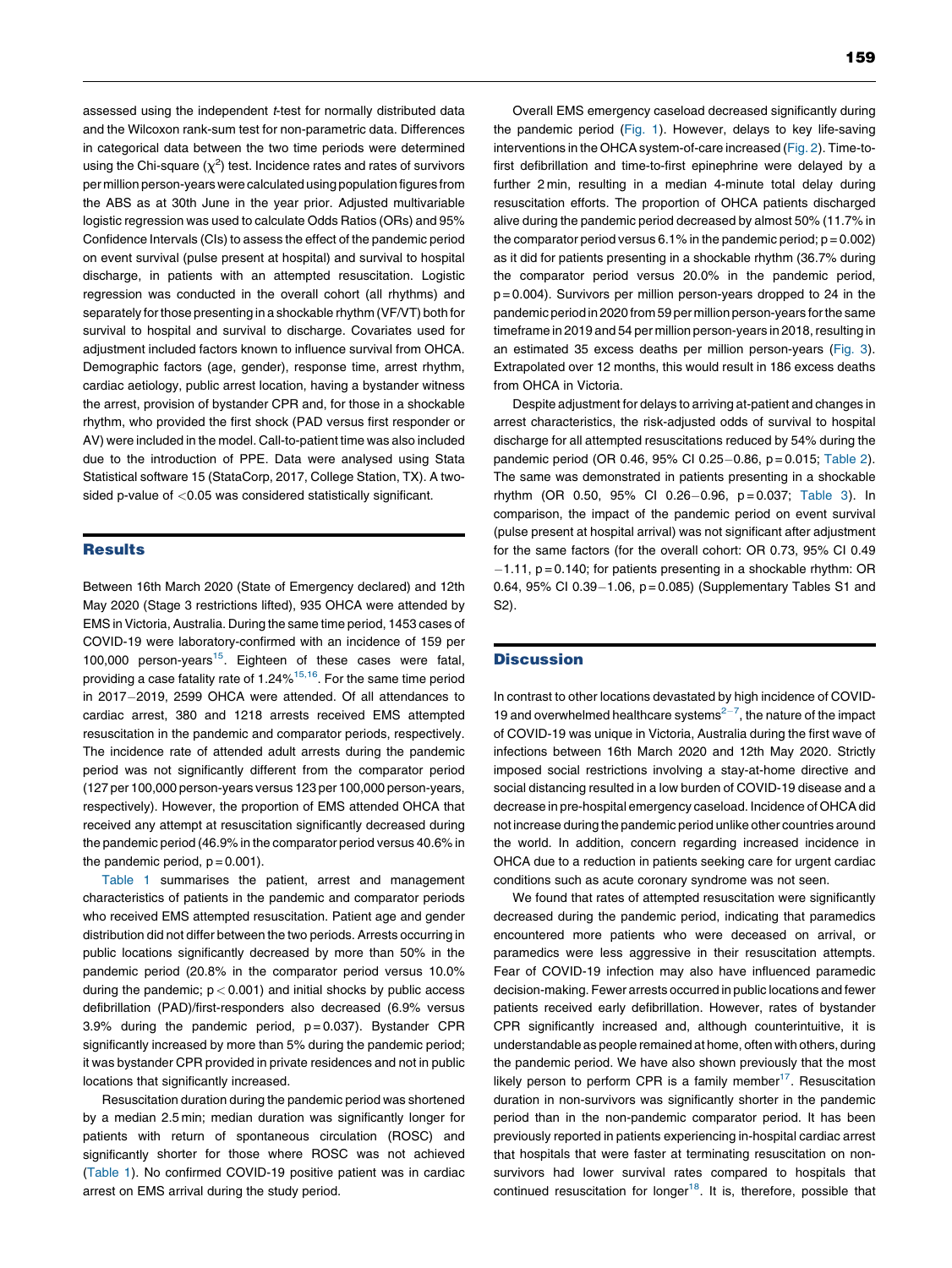assessed using the independent *t*-test for normally distributed data and the Wilcoxon rank-sum test for non-parametric data. Differences in categorical data between the two time periods were determined using the Chi-square ($\chi^2$) test. Incidence rates and rates of survivors per million person-years were calculated using population figures from the ABS as at 30th June in the year prior. Adjusted multivariable logistic regression was used to calculate Odds Ratios (ORs) and 95% Confidence Intervals (CIs) to assess the effect of the pandemic period on event survival (pulse present at hospital) and survival to hospital discharge, in patients with an attempted resuscitation. Logistic regression was conducted in the overall cohort (all rhythms) and separately for those presenting in a shockable rhythm (VF/VT) both for survival to hospital and survival to discharge. Covariates used for adjustment included factors known to influence survival from OHCA. Demographic factors (age, gender), response time, arrest rhythm, cardiac aetiology, public arrest location, having a bystander witness the arrest, provision of bystander CPR and, for those in a shockable rhythm, who provided the first shock (PAD versus first responder or AV) were included in the model. Call-to-patient time was also included due to the introduction of PPE. Data were analysed using Stata Statistical software 15 (StataCorp, 2017, College Station, TX). A two-sided p-value of $<0.05$ was considered statistically significant.

## Results

Between 16th March 2020 (State of Emergency declared) and 12th May 2020 (Stage 3 restrictions lifted), 935 OHCA were attended by EMS in Victoria, Australia. During the same time period, 1453 cases of COVID-19 were laboratory-confirmed with an incidence of 159 per 100,000 person-years[15]. Eighteen of these cases were fatal, providing a case fatality rate of 1.24%[15,16]. For the same time period in 2017–2019, 2599 OHCA were attended. Of all attendances to cardiac arrest, 380 and 1218 arrests received EMS attempted resuscitation in the pandemic and comparator periods, respectively. The incidence rate of attended adult arrests during the pandemic period was not significantly different from the comparator period (127 per 100,000 person-years versus 123 per 100,000 person-years, respectively). However, the proportion of EMS attended OHCA that received any attempt at resuscitation significantly decreased during the pandemic period (46.9% in the comparator period versus 40.6% in the pandemic period, p = 0.001).

Table 1 summarises the patient, arrest and management characteristics of patients in the pandemic and comparator periods who received EMS attempted resuscitation. Patient age and gender distribution did not differ between the two periods. Arrests occurring in public locations significantly decreased by more than 50% in the pandemic period (20.8% in the comparator period versus 10.0% during the pandemic; $p < 0.001$) and initial shocks by public access defibrillation (PAD)/first-responders also decreased (6.9% versus 3.9% during the pandemic period, p = 0.037). Bystander CPR significantly increased by more than 5% during the pandemic period; it was bystander CPR provided in private residences and not in public locations that significantly increased.

Resuscitation duration during the pandemic period was shortened by a median 2.5 min; median duration was significantly longer for patients with return of spontaneous circulation (ROSC) and significantly shorter for those where ROSC was not achieved (Table 1). No confirmed COVID-19 positive patient was in cardiac arrest on EMS arrival during the study period.

Overall EMS emergency caseload decreased significantly during the pandemic period (Fig. 1). However, delays to key life-saving interventions in the OHCA system-of-care increased (Fig. 2). Time-to-first defibrillation and time-to-first epinephrine were delayed by a further 2 min, resulting in a median 4-minute total delay during resuscitation efforts. The proportion of OHCA patients discharged alive during the pandemic period decreased by almost 50% (11.7% in the comparator period versus 6.1% in the pandemic period; p = 0.002) as it did for patients presenting in a shockable rhythm (36.7% during the comparator period versus 20.0% in the pandemic period, p = 0.004). Survivors per million person-years dropped to 24 in the pandemic period in 2020 from 59 per million person-years for the same timeframe in 2019 and 54 per million person-years in 2018, resulting in an estimated 35 excess deaths per million person-years (Fig. 3). Extrapolated over 12 months, this would result in 186 excess deaths from OHCA in Victoria.

Despite adjustment for delays to arriving at-patient and changes in arrest characteristics, the risk-adjusted odds of survival to hospital discharge for all attempted resuscitations reduced by 54% during the pandemic period (OR 0.46, 95% CI 0.25–0.86, p = 0.015; Table 2). The same was demonstrated in patients presenting in a shockable rhythm (OR 0.50, 95% CI 0.26–0.96, p = 0.037; Table 3). In comparison, the impact of the pandemic period on event survival (pulse present at hospital arrival) was not significant after adjustment for the same factors (for the overall cohort: OR 0.73, 95% CI 0.49–1.11, p = 0.140; for patients presenting in a shockable rhythm: OR 0.64, 95% CI 0.39–1.06, p = 0.085) (Supplementary Tables S1 and S2).

## Discussion

In contrast to other locations devastated by high incidence of COVID-19 and overwhelmed healthcare systems[2–7], the nature of the impact of COVID-19 was unique in Victoria, Australia during the first wave of infections between 16th March 2020 and 12th May 2020. Strictly imposed social restrictions involving a stay-at-home directive and social distancing resulted in a low burden of COVID-19 disease and a decrease in pre-hospital emergency caseload. Incidence of OHCA did not increase during the pandemic period unlike other countries around the world. In addition, concern regarding increased incidence in OHCA due to a reduction in patients seeking care for urgent cardiac conditions such as acute coronary syndrome was not seen.

We found that rates of attempted resuscitation were significantly decreased during the pandemic period, indicating that paramedics encountered more patients who were deceased on arrival, or paramedics were less aggressive in their resuscitation attempts. Fear of COVID-19 infection may also have influenced paramedic decision-making. Fewer arrests occurred in public locations and fewer patients received early defibrillation. However, rates of bystander CPR significantly increased and, although counterintuitive, it is understandable as people remained at home, often with others, during the pandemic period. We have also shown previously that the most likely person to perform CPR is a family member[17]. Resuscitation duration in non-survivors was significantly shorter in the pandemic period than in the non-pandemic comparator period. It has been previously reported in patients experiencing in-hospital cardiac arrest that hospitals that were faster at terminating resuscitation on non-survivors had lower survival rates compared to hospitals that continued resuscitation for longer[18]. It is, therefore, possible that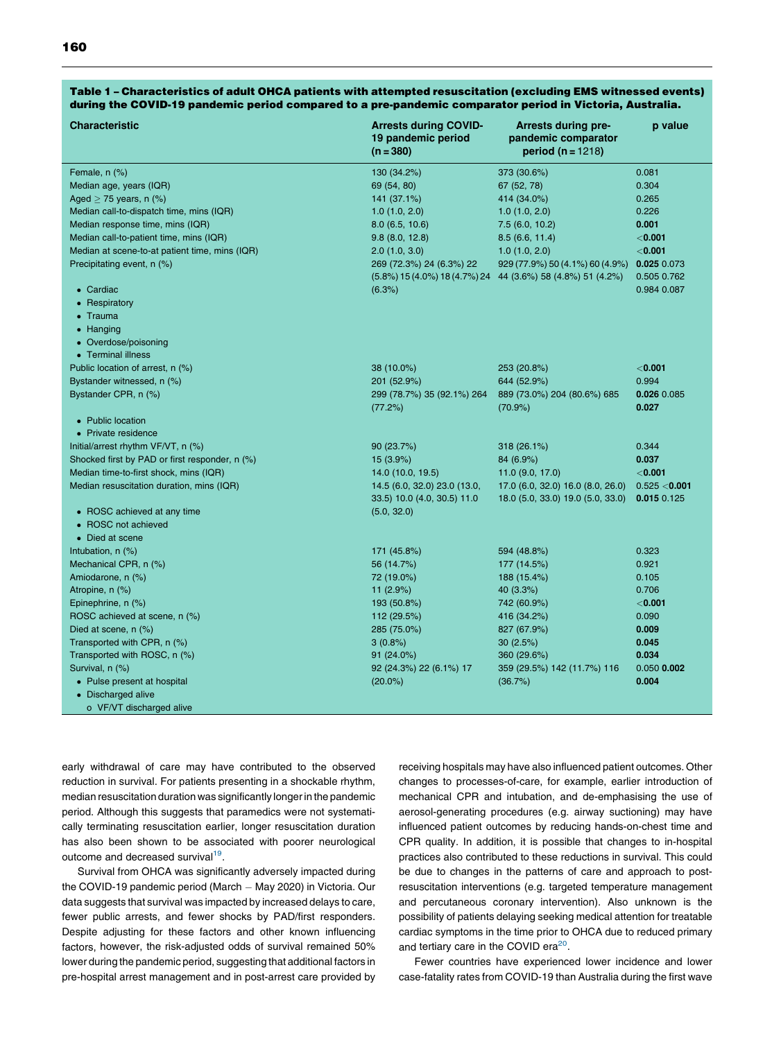**Table 1 – Characteristics of adult OHCA patients with attempted resuscitation (excluding EMS witnessed events) during the COVID-19 pandemic period compared to a pre-pandemic comparator period in Victoria, Australia.**

| Characteristic | Arrests during COVID-19 pandemic period (n = 380) | Arrests during pre-pandemic comparator period (n = 1218) | p value |
|---|---|---|---|
| Female, n (%) | 130 (34.2%) | 373 (30.6%) | 0.081 |
| Median age, years (IQR) | 69 (54, 80) | 67 (52, 78) | 0.304 |
| Aged ≥ 75 years, n (%) | 141 (37.1%) | 414 (34.0%) | 0.265 |
| Median call-to-dispatch time, mins (IQR) | 1.0 (1.0, 2.0) | 1.0 (1.0, 2.0) | 0.226 |
| Median response time, mins (IQR) | 8.0 (6.5, 10.6) | 7.5 (6.0, 10.2) | **0.001** |
| Median call-to-patient time, mins (IQR) | 9.8 (8.0, 12.8) | 8.5 (6.6, 11.4) | <**0.001** |
| Median at scene-to-at patient time, mins (IQR) | 2.0 (1.0, 3.0) | 1.0 (1.0, 2.0) | <**0.001** |
| Precipitating event, n (%) | | | |
| • Cardiac | 269 (72.3%) | 929 (77.9%) | **0.025** |
| • Respiratory | 24 (6.3%) | 50 (4.1%) | 0.073 |
| • Trauma | 22 (5.8%) | 60 (4.9%) | 0.505 |
| • Hanging | 15 (4.0%) | 44 (3.6%) | 0.762 |
| • Overdose/poisoning | 18 (4.7%) | 58 (4.8%) | 0.984 |
| • Terminal illness | 24 (6.3%) | 51 (4.2%) | 0.087 |
| Public location of arrest, n (%) | 38 (10.0%) | 253 (20.8%) | <**0.001** |
| Bystander witnessed, n (%) | 201 (52.9%) | 644 (52.9%) | 0.994 |
| Bystander CPR, n (%) | 299 (78.7%) | 889 (73.0%) | **0.026** |
| • Public location | 35 (92.1%) | 204 (80.6%) | 0.085 |
| • Private residence | 264 (77.2%) | 685 (70.9%) | **0.027** |
| Initial/arrest rhythm VF/VT, n (%) | 90 (23.7%) | 318 (26.1%) | 0.344 |
| Shocked first by PAD or first responder, n (%) | 15 (3.9%) | 84 (6.9%) | **0.037** |
| Median time-to-first shock, mins (IQR) | 14.0 (10.0, 19.5) | 11.0 (9.0, 17.0) | <**0.001** |
| Median resuscitation duration, mins (IQR) | 14.5 (6.0, 32.0) | 17.0 (6.0, 32.0) | 0.525 |
| • ROSC achieved at any time | 23.0 (13.0, 33.5) | 16.0 (8.0, 26.0) | <**0.001** |
| • ROSC not achieved | 10.0 (4.0, 30.5) | 18.0 (5.0, 33.0) | **0.015** |
| • Died at scene | 11.0 (5.0, 32.0) | 19.0 (5.0, 33.0) | 0.125 |
| Intubation, n (%) | 171 (45.8%) | 594 (48.8%) | 0.323 |
| Mechanical CPR, n (%) | 56 (14.7%) | 177 (14.5%) | 0.921 |
| Amiodarone, n (%) | 72 (19.0%) | 188 (15.4%) | 0.105 |
| Atropine, n (%) | 11 (2.9%) | 40 (3.3%) | 0.706 |
| Epinephrine, n (%) | 193 (50.8%) | 742 (60.9%) | <**0.001** |
| ROSC achieved at scene, n (%) | 112 (29.5%) | 416 (34.2%) | 0.090 |
| Died at scene, n (%) | 285 (75.0%) | 827 (67.9%) | **0.009** |
| Transported with CPR, n (%) | 3 (0.8%) | 30 (2.5%) | **0.045** |
| Transported with ROSC, n (%) | 91 (24.0%) | 360 (29.6%) | **0.034** |
| Survival, n (%) | | | |
| • Pulse present at hospital | 92 (24.3%) | 359 (29.5%) | 0.050 |
| • Discharged alive | 22 (6.1%) | 142 (11.7%) | **0.002** |
| ○ VF/VT discharged alive | 17 (20.0%) | 116 (36.7%) | **0.004** |

early withdrawal of care may have contributed to the observed reduction in survival. For patients presenting in a shockable rhythm, median resuscitation duration was significantly longer in the pandemic period. Although this suggests that paramedics were not systematically terminating resuscitation earlier, longer resuscitation duration has also been shown to be associated with poorer neurological outcome and decreased survival[19].

Survival from OHCA was significantly adversely impacted during the COVID-19 pandemic period (March – May 2020) in Victoria. Our data suggests that survival was impacted by increased delays to care, fewer public arrests, and fewer shocks by PAD/first responders. Despite adjusting for these factors and other known influencing factors, however, the risk-adjusted odds of survival remained 50% lower during the pandemic period, suggesting that additional factors in pre-hospital arrest management and in post-arrest care provided by receiving hospitals may have also influenced patient outcomes. Other changes to processes-of-care, for example, earlier introduction of mechanical CPR and intubation, and de-emphasising the use of aerosol-generating procedures (e.g. airway suctioning) may have influenced patient outcomes by reducing hands-on-chest time and CPR quality. In addition, it is possible that changes to in-hospital practices also contributed to these reductions in survival. This could be due to changes in the patterns of care and approach to post-resuscitation interventions (e.g. targeted temperature management and percutaneous coronary intervention). Also unknown is the possibility of patients delaying seeking medical attention for treatable cardiac symptoms in the time prior to OHCA due to reduced primary and tertiary care in the COVID era[20].

Fewer countries have experienced lower incidence and lower case-fatality rates from COVID-19 than Australia during the first wave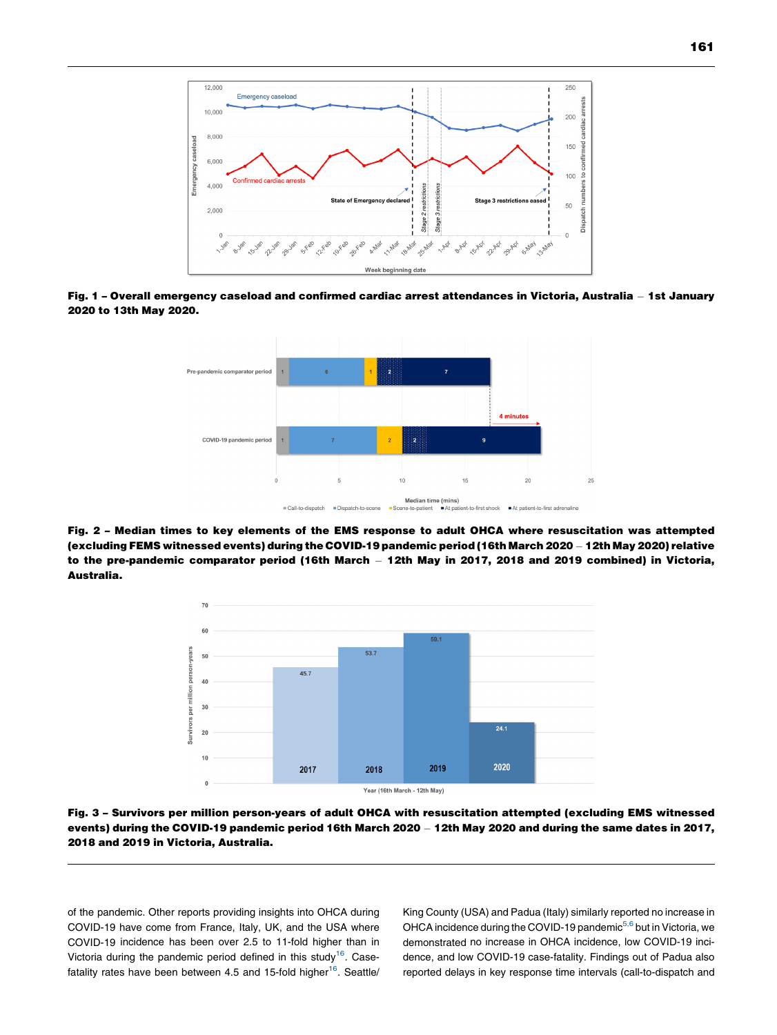**Fig. 1 – Overall emergency caseload and confirmed cardiac arrest attendances in Victoria, Australia – 1st January 2020 to 13th May 2020.**

**Fig. 2 – Median times to key elements of the EMS response to adult OHCA where resuscitation was attempted (excluding FEMS witnessed events) during the COVID-19 pandemic period (16th March 2020 – 12th May 2020) relative to the pre-pandemic comparator period (16th March – 12th May in 2017, 2018 and 2019 combined) in Victoria, Australia.**

**Fig. 3 – Survivors per million person-years of adult OHCA with resuscitation attempted (excluding EMS witnessed events) during the COVID-19 pandemic period 16th March 2020 – 12th May 2020 and during the same dates in 2017, 2018 and 2019 in Victoria, Australia.**

of the pandemic. Other reports providing insights into OHCA during COVID-19 have come from France, Italy, UK, and the USA where COVID-19 incidence has been over 2.5 to 11-fold higher than in Victoria during the pandemic period defined in this study[16]. Case-fatality rates have been between 4.5 and 15-fold higher[16]. Seattle/King County (USA) and Padua (Italy) similarly reported no increase in OHCA incidence during the COVID-19 pandemic[5,6] but in Victoria, we demonstrated no increase in OHCA incidence, low COVID-19 incidence, and low COVID-19 case-fatality. Findings out of Padua also reported delays in key response time intervals (call-to-dispatch and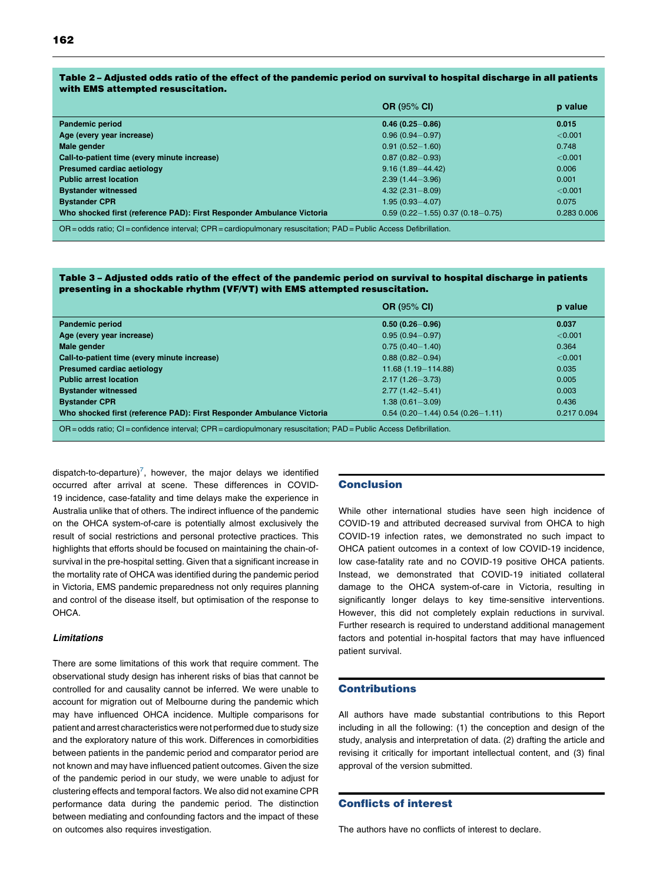**Table 2 – Adjusted odds ratio of the effect of the pandemic period on survival to hospital discharge in all patients with EMS attempted resuscitation.**

| | OR (95% CI) | p value |
|---|---|---|
| **Pandemic period** | **0.46 (0.25–0.86)** | **0.015** |
| Age (every year increase) | 0.96 (0.94–0.97) | <0.001 |
| Male gender | 0.91 (0.52–1.60) | 0.748 |
| Call-to-patient time (every minute increase) | 0.87 (0.82–0.93) | <0.001 |
| Presumed cardiac aetiology | 9.16 (1.89–44.42) | 0.006 |
| Public arrest location | 2.39 (1.44–3.96) | 0.001 |
| Bystander witnessed | 4.32 (2.31–8.09) | <0.001 |
| Bystander CPR | 1.95 (0.93–4.07) | 0.075 |
| Who shocked first (reference PAD): First Responder Ambulance Victoria | 0.59 (0.22–1.55) 0.37 (0.18–0.75) | 0.283 0.006 |

OR = odds ratio; CI = confidence interval; CPR = cardiopulmonary resuscitation; PAD = Public Access Defibrillation.

**Table 3 – Adjusted odds ratio of the effect of the pandemic period on survival to hospital discharge in patients presenting in a shockable rhythm (VF/VT) with EMS attempted resuscitation.**

| | OR (95% CI) | p value |
|---|---|---|
| **Pandemic period** | **0.50 (0.26–0.96)** | **0.037** |
| Age (every year increase) | 0.95 (0.94–0.97) | <0.001 |
| Male gender | 0.75 (0.40–1.40) | 0.364 |
| Call-to-patient time (every minute increase) | 0.88 (0.82–0.94) | <0.001 |
| Presumed cardiac aetiology | 11.68 (1.19–114.88) | 0.035 |
| Public arrest location | 2.17 (1.26–3.73) | 0.005 |
| Bystander witnessed | 2.77 (1.42–5.41) | 0.003 |
| Bystander CPR | 1.38 (0.61–3.09) | 0.436 |
| Who shocked first (reference PAD): First Responder Ambulance Victoria | 0.54 (0.20–1.44) 0.54 (0.26–1.11) | 0.217 0.094 |

OR = odds ratio; CI = confidence interval; CPR = cardiopulmonary resuscitation; PAD = Public Access Defibrillation.

dispatch-to-departure)[7], however, the major delays we identified occurred after arrival at scene. These differences in COVID-19 incidence, case-fatality and time delays make the experience in Australia unlike that of others. The indirect influence of the pandemic on the OHCA system-of-care is potentially almost exclusively the result of social restrictions and personal protective practices. This highlights that efforts should be focused on maintaining the chain-of-survival in the pre-hospital setting. Given that a significant increase in the mortality rate of OHCA was identified during the pandemic period in Victoria, EMS pandemic preparedness not only requires planning and control of the disease itself, but optimisation of the response to OHCA.

### *Limitations*

There are some limitations of this work that require comment. The observational study design has inherent risks of bias that cannot be controlled for and causality cannot be inferred. We were unable to account for migration out of Melbourne during the pandemic which may have influenced OHCA incidence. Multiple comparisons for patient and arrest characteristics were not performed due to study size and the exploratory nature of this work. Differences in comorbidities between patients in the pandemic period and comparator period are not known and may have influenced patient outcomes. Given the size of the pandemic period in our study, we were unable to adjust for clustering effects and temporal factors. We also did not examine CPR performance data during the pandemic period. The distinction between mediating and confounding factors and the impact of these on outcomes also requires investigation.

## Conclusion

While other international studies have seen high incidence of COVID-19 and attributed decreased survival from OHCA to high COVID-19 infection rates, we demonstrated no such impact to OHCA patient outcomes in a context of low COVID-19 incidence, low case-fatality rate and no COVID-19 positive OHCA patients. Instead, we demonstrated that COVID-19 initiated collateral damage to the OHCA system-of-care in Victoria, resulting in significantly longer delays to key time-sensitive interventions. However, this did not completely explain reductions in survival. Further research is required to understand additional management factors and potential in-hospital factors that may have influenced patient survival.

## Contributions

All authors have made substantial contributions to this Report including in all the following: (1) the conception and design of the study, analysis and interpretation of data. (2) drafting the article and revising it critically for important intellectual content, and (3) final approval of the version submitted.

## Conflicts of interest

The authors have no conflicts of interest to declare.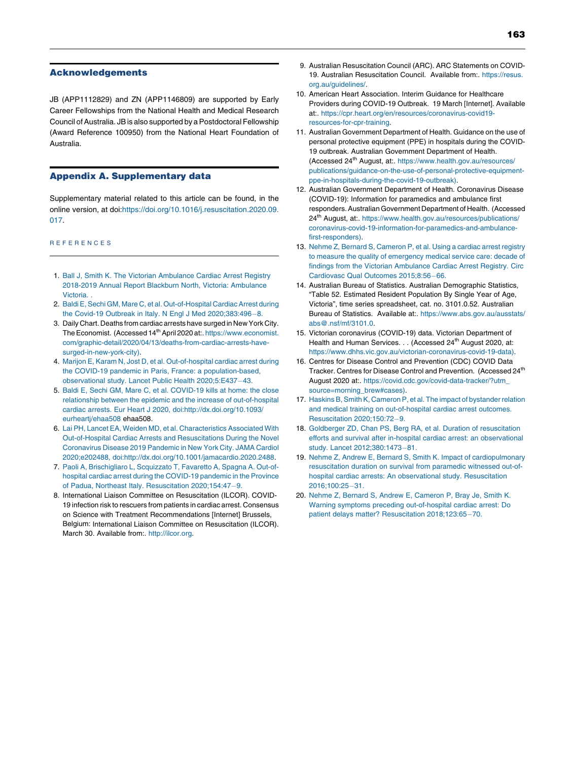## Acknowledgements

JB (APP1112829) and ZN (APP1146809) are supported by Early Career Fellowships from the National Health and Medical Research Council of Australia. JB is also supported by a Postdoctoral Fellowship (Award Reference 100950) from the National Heart Foundation of Australia.

## Appendix A. Supplementary data

Supplementary material related to this article can be found, in the online version, at doi:https://doi.org/10.1016/j.resuscitation.2020.09.017.

### REFERENCES

1. Ball J, Smith K. The Victorian Ambulance Cardiac Arrest Registry 2018-2019 Annual Report Blackburn North, Victoria: Ambulance Victoria. .
2. Baldi E, Sechi GM, Mare C, et al. Out-of-Hospital Cardiac Arrest during the Covid-19 Outbreak in Italy. N Engl J Med 2020;383:496–8.
3. Daily Chart. Deaths from cardiac arrests have surged in New York City. The Economist. (Accessed 14th April 2020 at:. https://www.economist.com/graphic-detail/2020/04/13/deaths-from-cardiac-arrests-have-surged-in-new-york-city).
4. Marijon E, Karam N, Jost D, et al. Out-of-hospital cardiac arrest during the COVID-19 pandemic in Paris, France: a population-based, observational study. Lancet Public Health 2020;5:E437–43.
5. Baldi E, Sechi GM, Mare C, et al. COVID-19 kills at home: the close relationship between the epidemic and the increase of out-of-hospital cardiac arrests. Eur Heart J 2020, doi:http://dx.doi.org/10.1093/eurheartj/ehaa508 ehaa508.
6. Lai PH, Lancet EA, Weiden MD, et al. Characteristics Associated With Out-of-Hospital Cardiac Arrests and Resuscitations During the Novel Coronavirus Disease 2019 Pandemic in New York City. JAMA Cardiol 2020;e202488, doi:http://dx.doi.org/10.1001/jamacardio.2020.2488.
7. Paoli A, Brischigliaro L, Scquizzato T, Favaretto A, Spagna A. Out-of-hospital cardiac arrest during the COVID-19 pandemic in the Province of Padua, Northeast Italy. Resuscitation 2020;154:47–9.
8. International Liaison Committee on Resuscitation (ILCOR). COVID-19 infection risk to rescuers from patients in cardiac arrest. Consensus on Science with Treatment Recommendations [Internet] Brussels, Belgium: International Liaison Committee on Resuscitation (ILCOR). March 30. Available from:. http://ilcor.org.
9. Australian Resuscitation Council (ARC). ARC Statements on COVID-19. Australian Resuscitation Council. Available from:. https://resus.org.au/guidelines/.
10. American Heart Association. Interim Guidance for Healthcare Providers during COVID-19 Outbreak. 19 March [Internet]. Available at:. https://cpr.heart.org/en/resources/coronavirus-covid19-resources-for-cpr-training.
11. Australian Government Department of Health. Guidance on the use of personal protective equipment (PPE) in hospitals during the COVID-19 outbreak. Australian Government Department of Health. (Accessed 24th August, at:. https://www.health.gov.au/resources/publications/guidance-on-the-use-of-personal-protective-equipment-ppe-in-hospitals-during-the-covid-19-outbreak).
12. Australian Government Department of Health. Coronavirus Disease (COVID-19): Information for paramedics and ambulance first responders. Australian Government Department of Health. (Accessed 24th August, at:. https://www.health.gov.au/resources/publications/coronavirus-covid-19-information-for-paramedics-and-ambulance-first-responders).
13. Nehme Z, Bernard S, Cameron P, et al. Using a cardiac arrest registry to measure the quality of emergency medical service care: decade of findings from the Victorian Ambulance Cardiac Arrest Registry. Circ Cardiovasc Qual Outcomes 2015;8:56–66.
14. Australian Bureau of Statistics. Australian Demographic Statistics, "Table 52. Estimated Resident Population By Single Year of Age, Victoria", time series spreadsheet, cat. no. 3101.0.52. Australian Bureau of Statistics. Available at:. https://www.abs.gov.au/ausstats/abs@.nsf/mf/3101.0.
15. Victorian coronavirus (COVID-19) data. Victorian Department of Health and Human Services. . . (Accessed 24th August 2020, at: https://www.dhhs.vic.gov.au/victorian-coronavirus-covid-19-data).
16. Centres for Disease Control and Prevention (CDC) COVID Data Tracker. Centres for Disease Control and Prevention. (Accessed 24th August 2020 at:. https://covid.cdc.gov/covid-data-tracker/?utm_source=morning_brew#cases).
17. Haskins B, Smith K, Cameron P, et al. The impact of bystander relation and medical training on out-of-hospital cardiac arrest outcomes. Resuscitation 2020;150:72–9.
18. Goldberger ZD, Chan PS, Berg RA, et al. Duration of resuscitation efforts and survival after in-hospital cardiac arrest: an observational study. Lancet 2012;380:1473–81.
19. Nehme Z, Andrew E, Bernard S, Smith K. Impact of cardiopulmonary resuscitation duration on survival from paramedic witnessed out-of-hospital cardiac arrests: An observational study. Resuscitation 2016;100:25–31.
20. Nehme Z, Bernard S, Andrew E, Cameron P, Bray Je, Smith K. Warning symptoms preceding out-of-hospital cardiac arrest: Do patient delays matter? Resuscitation 2018;123:65–70.